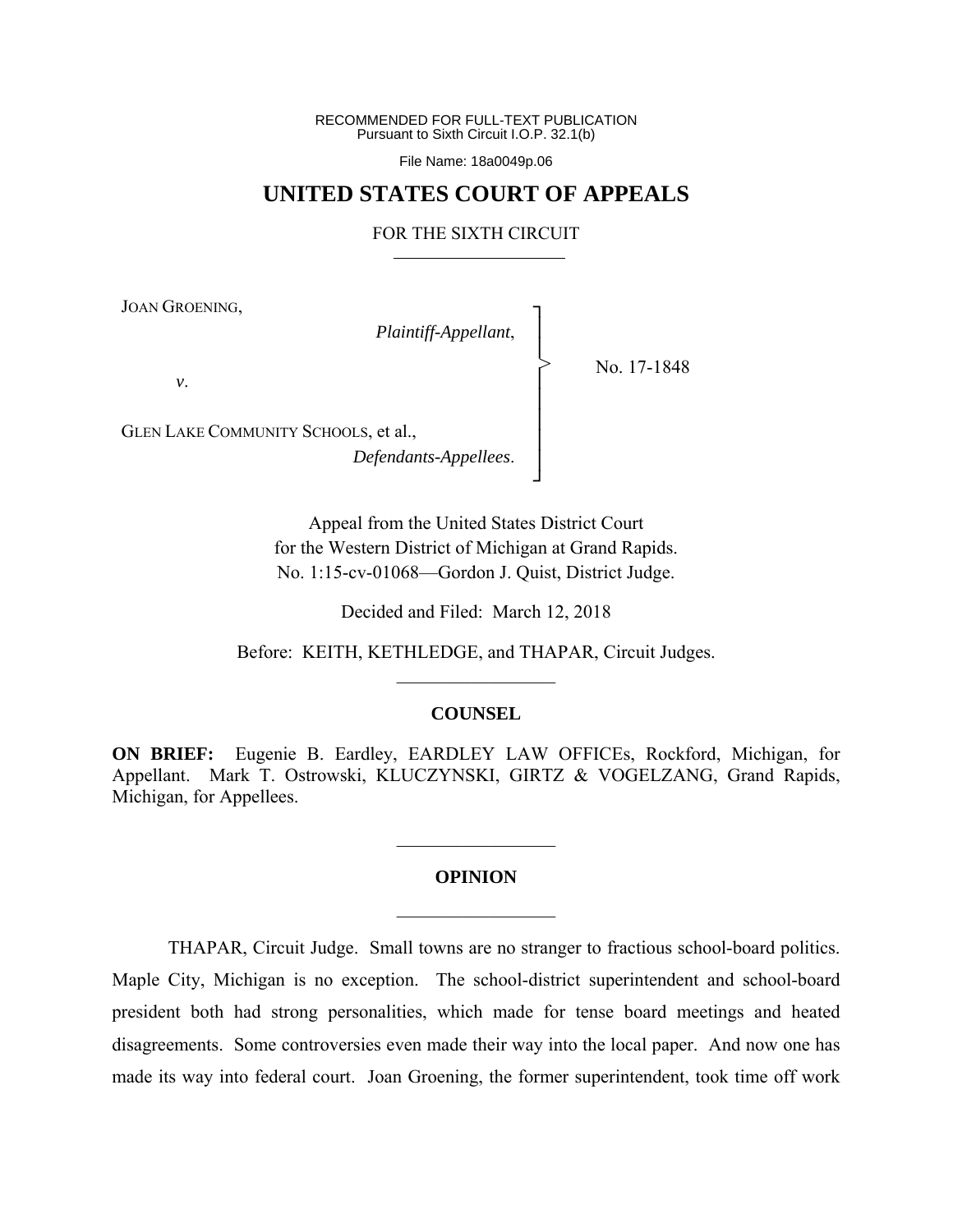RECOMMENDED FOR FULL-TEXT PUBLICATION
Pursuant to Sixth Circuit I.O.P. 32.1(b)

File Name: 18a0049p.06

# UNITED STATES COURT OF APPEALS

## FOR THE SIXTH CIRCUIT

JOAN GROENING,

*Plaintiff-Appellant*,

*v*.

GLEN LAKE COMMUNITY SCHOOLS, et al.,

*Defendants-Appellees*.

No. 17-1848

Appeal from the United States District Court for the Western District of Michigan at Grand Rapids.
No. 1:15-cv-01068—Gordon J. Quist, District Judge.

Decided and Filed: March 12, 2018

Before: KEITH, KETHLEDGE, and THAPAR, Circuit Judges.

## COUNSEL

**ON BRIEF:** Eugenie B. Eardley, EARDLEY LAW OFFICEs, Rockford, Michigan, for Appellant. Mark T. Ostrowski, KLUCZYNSKI, GIRTZ & VOGELZANG, Grand Rapids, Michigan, for Appellees.

## OPINION

THAPAR, Circuit Judge. Small towns are no stranger to fractious school-board politics. Maple City, Michigan is no exception. The school-district superintendent and school-board president both had strong personalities, which made for tense board meetings and heated disagreements. Some controversies even made their way into the local paper. And now one has made its way into federal court. Joan Groening, the former superintendent, took time off work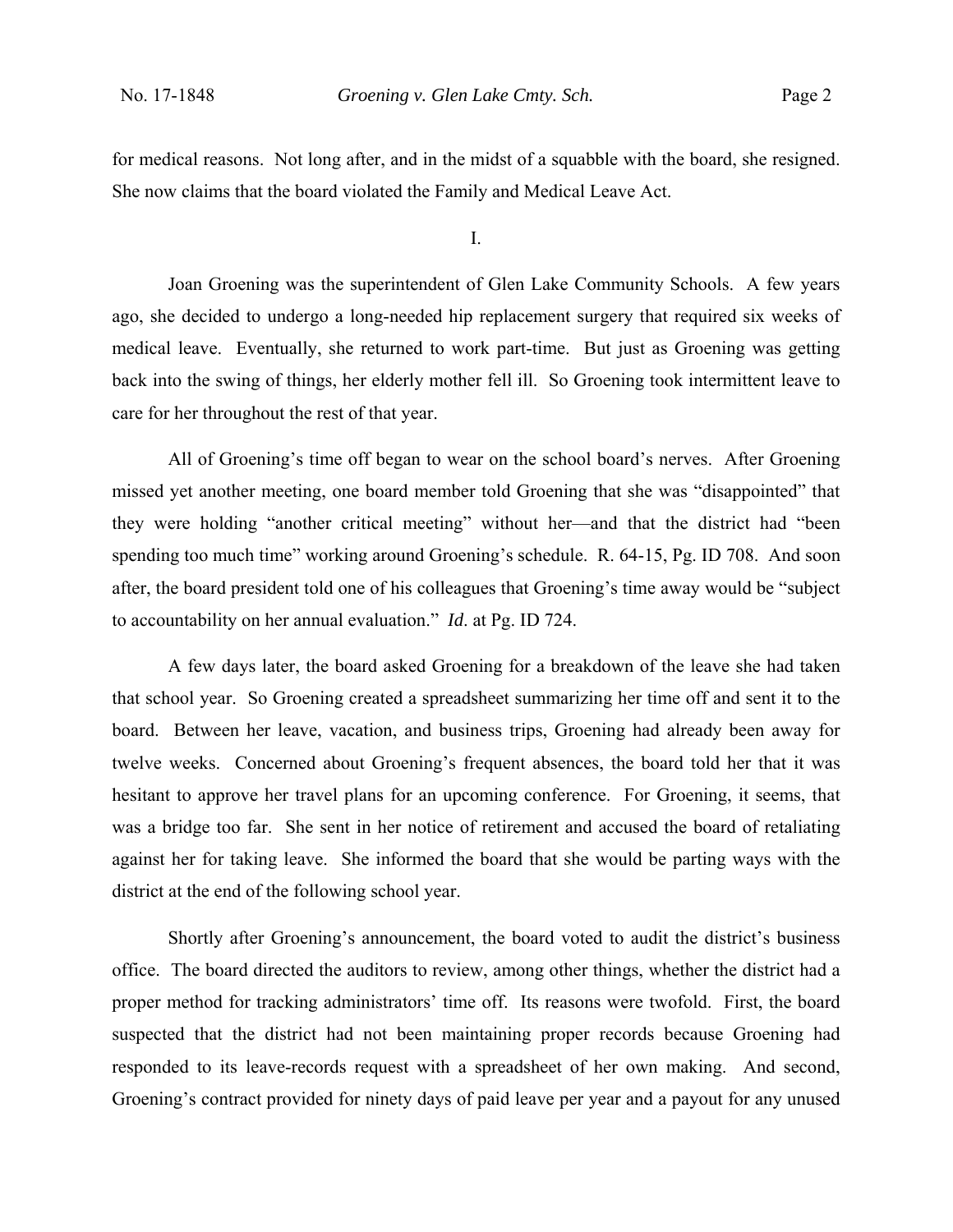for medical reasons. Not long after, and in the midst of a squabble with the board, she resigned. She now claims that the board violated the Family and Medical Leave Act.

I.

Joan Groening was the superintendent of Glen Lake Community Schools. A few years ago, she decided to undergo a long-needed hip replacement surgery that required six weeks of medical leave. Eventually, she returned to work part-time. But just as Groening was getting back into the swing of things, her elderly mother fell ill. So Groening took intermittent leave to care for her throughout the rest of that year.

All of Groening's time off began to wear on the school board's nerves. After Groening missed yet another meeting, one board member told Groening that she was "disappointed" that they were holding "another critical meeting" without her—and that the district had "been spending too much time" working around Groening's schedule. R. 64-15, Pg. ID 708. And soon after, the board president told one of his colleagues that Groening's time away would be "subject to accountability on her annual evaluation." *Id*. at Pg. ID 724.

A few days later, the board asked Groening for a breakdown of the leave she had taken that school year. So Groening created a spreadsheet summarizing her time off and sent it to the board. Between her leave, vacation, and business trips, Groening had already been away for twelve weeks. Concerned about Groening's frequent absences, the board told her that it was hesitant to approve her travel plans for an upcoming conference. For Groening, it seems, that was a bridge too far. She sent in her notice of retirement and accused the board of retaliating against her for taking leave. She informed the board that she would be parting ways with the district at the end of the following school year.

Shortly after Groening's announcement, the board voted to audit the district's business office. The board directed the auditors to review, among other things, whether the district had a proper method for tracking administrators' time off. Its reasons were twofold. First, the board suspected that the district had not been maintaining proper records because Groening had responded to its leave-records request with a spreadsheet of her own making. And second, Groening's contract provided for ninety days of paid leave per year and a payout for any unused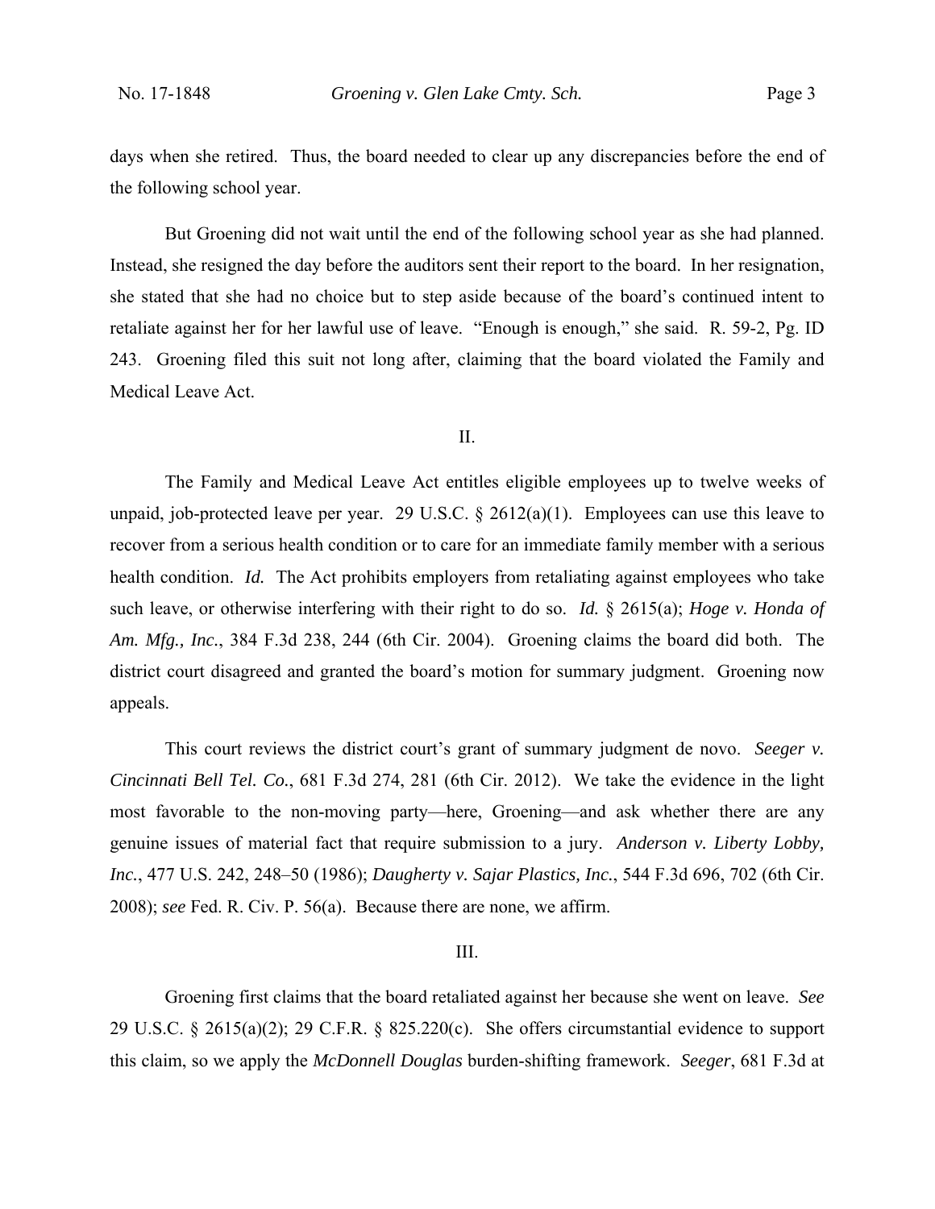days when she retired. Thus, the board needed to clear up any discrepancies before the end of the following school year.

But Groening did not wait until the end of the following school year as she had planned. Instead, she resigned the day before the auditors sent their report to the board. In her resignation, she stated that she had no choice but to step aside because of the board's continued intent to retaliate against her for her lawful use of leave. "Enough is enough," she said. R. 59-2, Pg. ID 243. Groening filed this suit not long after, claiming that the board violated the Family and Medical Leave Act.

## II.

The Family and Medical Leave Act entitles eligible employees up to twelve weeks of unpaid, job-protected leave per year. 29 U.S.C. § 2612(a)(1). Employees can use this leave to recover from a serious health condition or to care for an immediate family member with a serious health condition. *Id.* The Act prohibits employers from retaliating against employees who take such leave, or otherwise interfering with their right to do so. *Id.* § 2615(a); *Hoge v. Honda of Am. Mfg., Inc.*, 384 F.3d 238, 244 (6th Cir. 2004). Groening claims the board did both. The district court disagreed and granted the board's motion for summary judgment. Groening now appeals.

This court reviews the district court's grant of summary judgment de novo. *Seeger v. Cincinnati Bell Tel. Co.*, 681 F.3d 274, 281 (6th Cir. 2012). We take the evidence in the light most favorable to the non-moving party—here, Groening—and ask whether there are any genuine issues of material fact that require submission to a jury. *Anderson v. Liberty Lobby, Inc.*, 477 U.S. 242, 248–50 (1986); *Daugherty v. Sajar Plastics, Inc.*, 544 F.3d 696, 702 (6th Cir. 2008); *see* Fed. R. Civ. P. 56(a). Because there are none, we affirm.

## III.

Groening first claims that the board retaliated against her because she went on leave. *See* 29 U.S.C. § 2615(a)(2); 29 C.F.R. § 825.220(c). She offers circumstantial evidence to support this claim, so we apply the *McDonnell Douglas* burden-shifting framework. *Seeger*, 681 F.3d at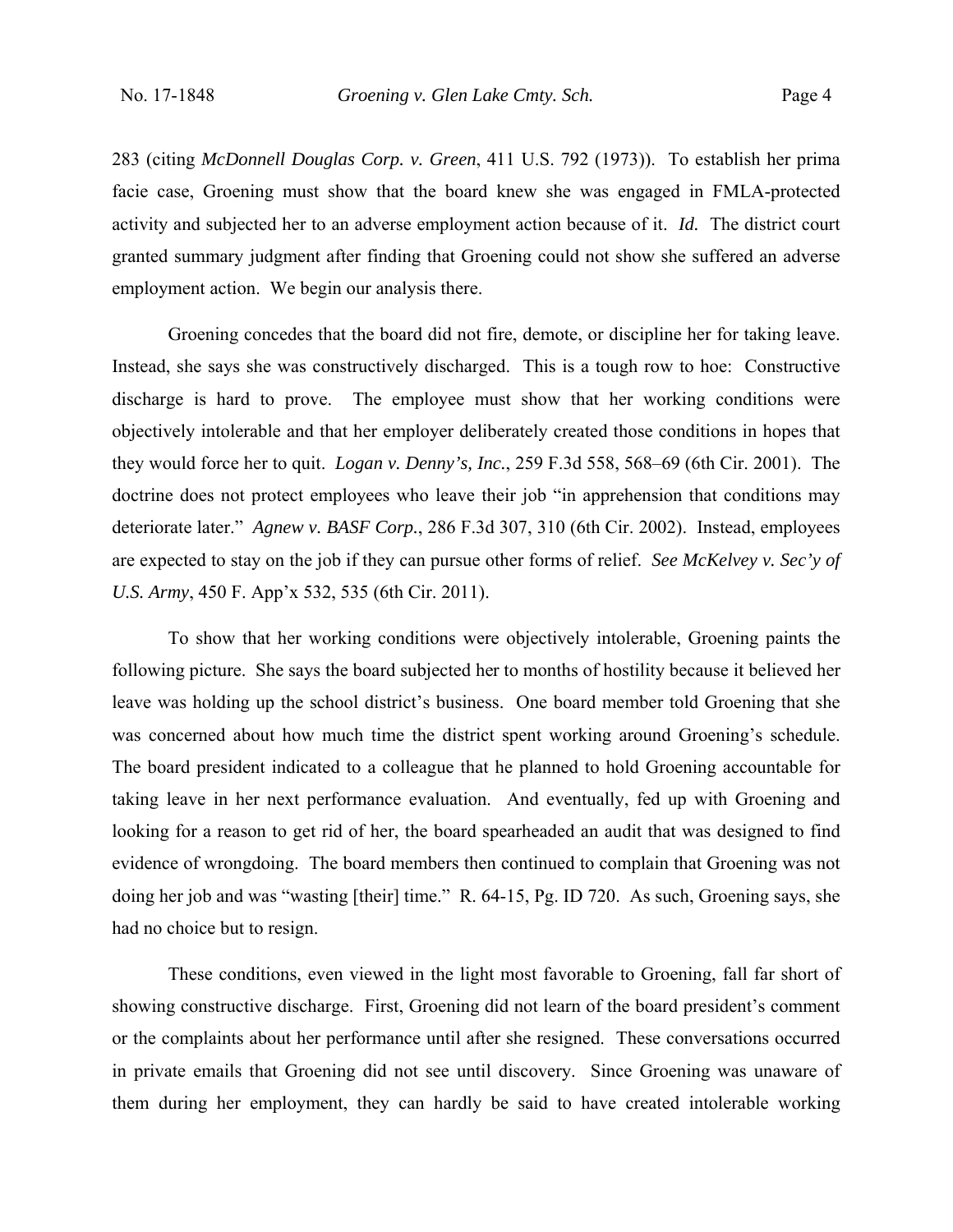283 (citing *McDonnell Douglas Corp. v. Green*, 411 U.S. 792 (1973)). To establish her prima facie case, Groening must show that the board knew she was engaged in FMLA-protected activity and subjected her to an adverse employment action because of it. *Id.* The district court granted summary judgment after finding that Groening could not show she suffered an adverse employment action. We begin our analysis there.

Groening concedes that the board did not fire, demote, or discipline her for taking leave. Instead, she says she was constructively discharged. This is a tough row to hoe: Constructive discharge is hard to prove. The employee must show that her working conditions were objectively intolerable and that her employer deliberately created those conditions in hopes that they would force her to quit. *Logan v. Denny's, Inc.*, 259 F.3d 558, 568–69 (6th Cir. 2001). The doctrine does not protect employees who leave their job "in apprehension that conditions may deteriorate later." *Agnew v. BASF Corp.*, 286 F.3d 307, 310 (6th Cir. 2002). Instead, employees are expected to stay on the job if they can pursue other forms of relief. *See McKelvey v. Sec'y of U.S. Army*, 450 F. App'x 532, 535 (6th Cir. 2011).

To show that her working conditions were objectively intolerable, Groening paints the following picture. She says the board subjected her to months of hostility because it believed her leave was holding up the school district's business. One board member told Groening that she was concerned about how much time the district spent working around Groening's schedule. The board president indicated to a colleague that he planned to hold Groening accountable for taking leave in her next performance evaluation. And eventually, fed up with Groening and looking for a reason to get rid of her, the board spearheaded an audit that was designed to find evidence of wrongdoing. The board members then continued to complain that Groening was not doing her job and was "wasting [their] time." R. 64-15, Pg. ID 720. As such, Groening says, she had no choice but to resign.

These conditions, even viewed in the light most favorable to Groening, fall far short of showing constructive discharge. First, Groening did not learn of the board president's comment or the complaints about her performance until after she resigned. These conversations occurred in private emails that Groening did not see until discovery. Since Groening was unaware of them during her employment, they can hardly be said to have created intolerable working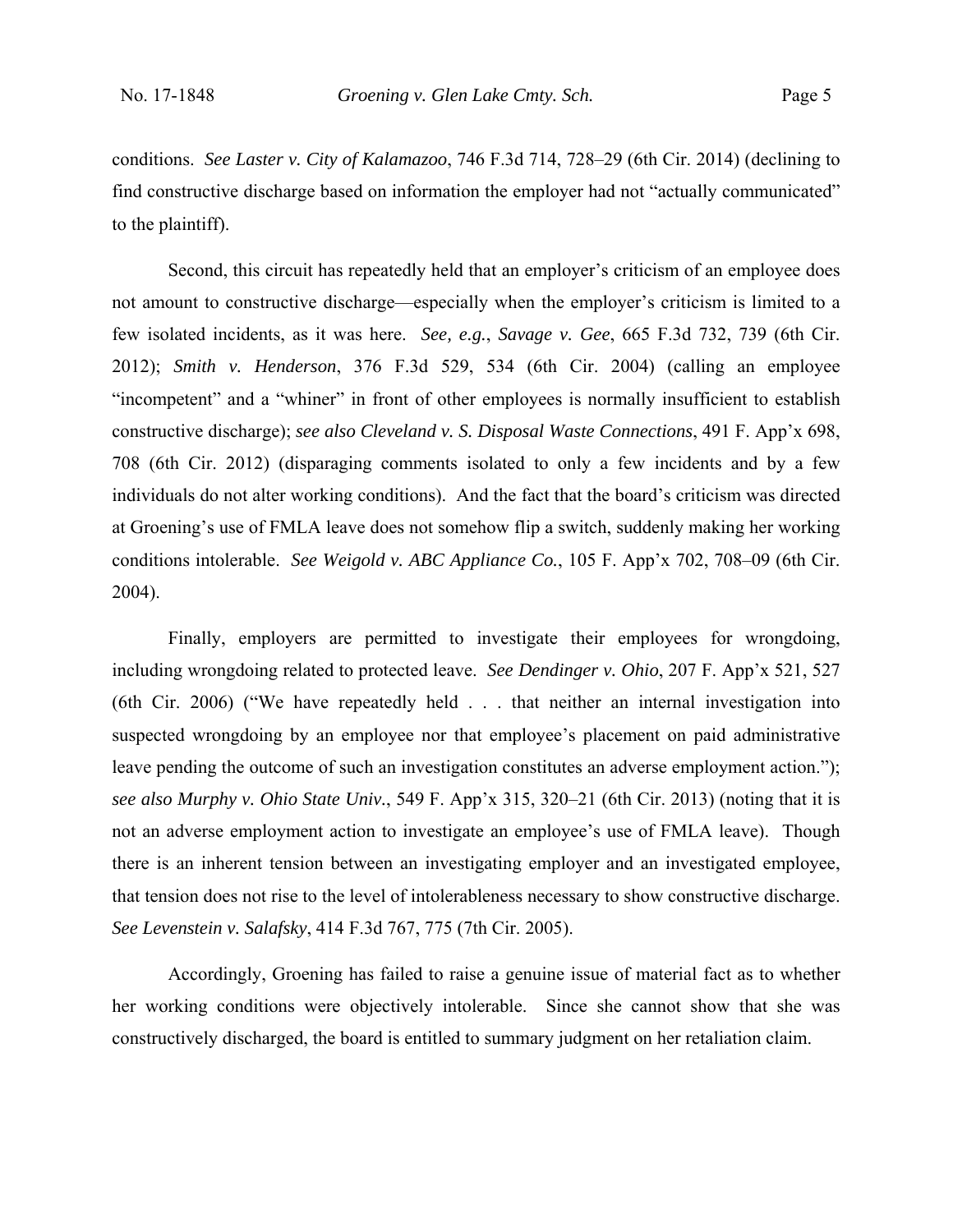conditions. *See Laster v. City of Kalamazoo*, 746 F.3d 714, 728–29 (6th Cir. 2014) (declining to find constructive discharge based on information the employer had not "actually communicated" to the plaintiff).

Second, this circuit has repeatedly held that an employer's criticism of an employee does not amount to constructive discharge—especially when the employer's criticism is limited to a few isolated incidents, as it was here. *See, e.g.*, *Savage v. Gee*, 665 F.3d 732, 739 (6th Cir. 2012); *Smith v. Henderson*, 376 F.3d 529, 534 (6th Cir. 2004) (calling an employee "incompetent" and a "whiner" in front of other employees is normally insufficient to establish constructive discharge); *see also Cleveland v. S. Disposal Waste Connections*, 491 F. App'x 698, 708 (6th Cir. 2012) (disparaging comments isolated to only a few incidents and by a few individuals do not alter working conditions). And the fact that the board's criticism was directed at Groening's use of FMLA leave does not somehow flip a switch, suddenly making her working conditions intolerable. *See Weigold v. ABC Appliance Co.*, 105 F. App'x 702, 708–09 (6th Cir. 2004).

Finally, employers are permitted to investigate their employees for wrongdoing, including wrongdoing related to protected leave. *See Dendinger v. Ohio*, 207 F. App'x 521, 527 (6th Cir. 2006) ("We have repeatedly held . . . that neither an internal investigation into suspected wrongdoing by an employee nor that employee's placement on paid administrative leave pending the outcome of such an investigation constitutes an adverse employment action."); *see also Murphy v. Ohio State Univ.*, 549 F. App'x 315, 320–21 (6th Cir. 2013) (noting that it is not an adverse employment action to investigate an employee's use of FMLA leave). Though there is an inherent tension between an investigating employer and an investigated employee, that tension does not rise to the level of intolerableness necessary to show constructive discharge. *See Levenstein v. Salafsky*, 414 F.3d 767, 775 (7th Cir. 2005).

Accordingly, Groening has failed to raise a genuine issue of material fact as to whether her working conditions were objectively intolerable. Since she cannot show that she was constructively discharged, the board is entitled to summary judgment on her retaliation claim.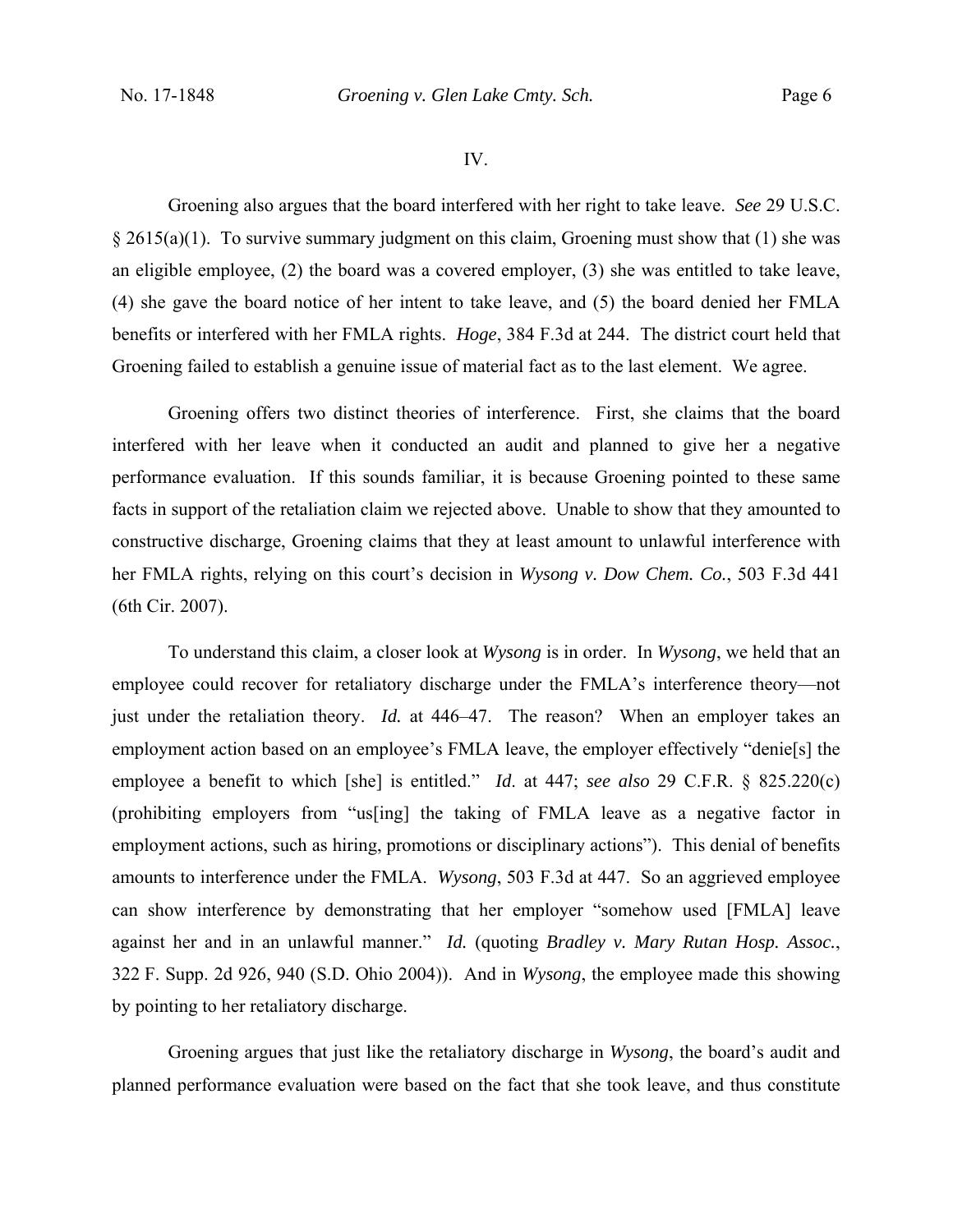IV.

Groening also argues that the board interfered with her right to take leave. *See* 29 U.S.C. § 2615(a)(1). To survive summary judgment on this claim, Groening must show that (1) she was an eligible employee, (2) the board was a covered employer, (3) she was entitled to take leave, (4) she gave the board notice of her intent to take leave, and (5) the board denied her FMLA benefits or interfered with her FMLA rights. *Hoge*, 384 F.3d at 244. The district court held that Groening failed to establish a genuine issue of material fact as to the last element. We agree.

Groening offers two distinct theories of interference. First, she claims that the board interfered with her leave when it conducted an audit and planned to give her a negative performance evaluation. If this sounds familiar, it is because Groening pointed to these same facts in support of the retaliation claim we rejected above. Unable to show that they amounted to constructive discharge, Groening claims that they at least amount to unlawful interference with her FMLA rights, relying on this court's decision in *Wysong v. Dow Chem. Co.*, 503 F.3d 441 (6th Cir. 2007).

To understand this claim, a closer look at *Wysong* is in order. In *Wysong*, we held that an employee could recover for retaliatory discharge under the FMLA's interference theory—not just under the retaliation theory. *Id.* at 446–47. The reason? When an employer takes an employment action based on an employee's FMLA leave, the employer effectively "denie[s] the employee a benefit to which [she] is entitled." *Id*. at 447; *see also* 29 C.F.R. § 825.220(c) (prohibiting employers from "us[ing] the taking of FMLA leave as a negative factor in employment actions, such as hiring, promotions or disciplinary actions"). This denial of benefits amounts to interference under the FMLA. *Wysong*, 503 F.3d at 447. So an aggrieved employee can show interference by demonstrating that her employer "somehow used [FMLA] leave against her and in an unlawful manner." *Id.* (quoting *Bradley v. Mary Rutan Hosp. Assoc.*, 322 F. Supp. 2d 926, 940 (S.D. Ohio 2004)). And in *Wysong*, the employee made this showing by pointing to her retaliatory discharge.

Groening argues that just like the retaliatory discharge in *Wysong*, the board's audit and planned performance evaluation were based on the fact that she took leave, and thus constitute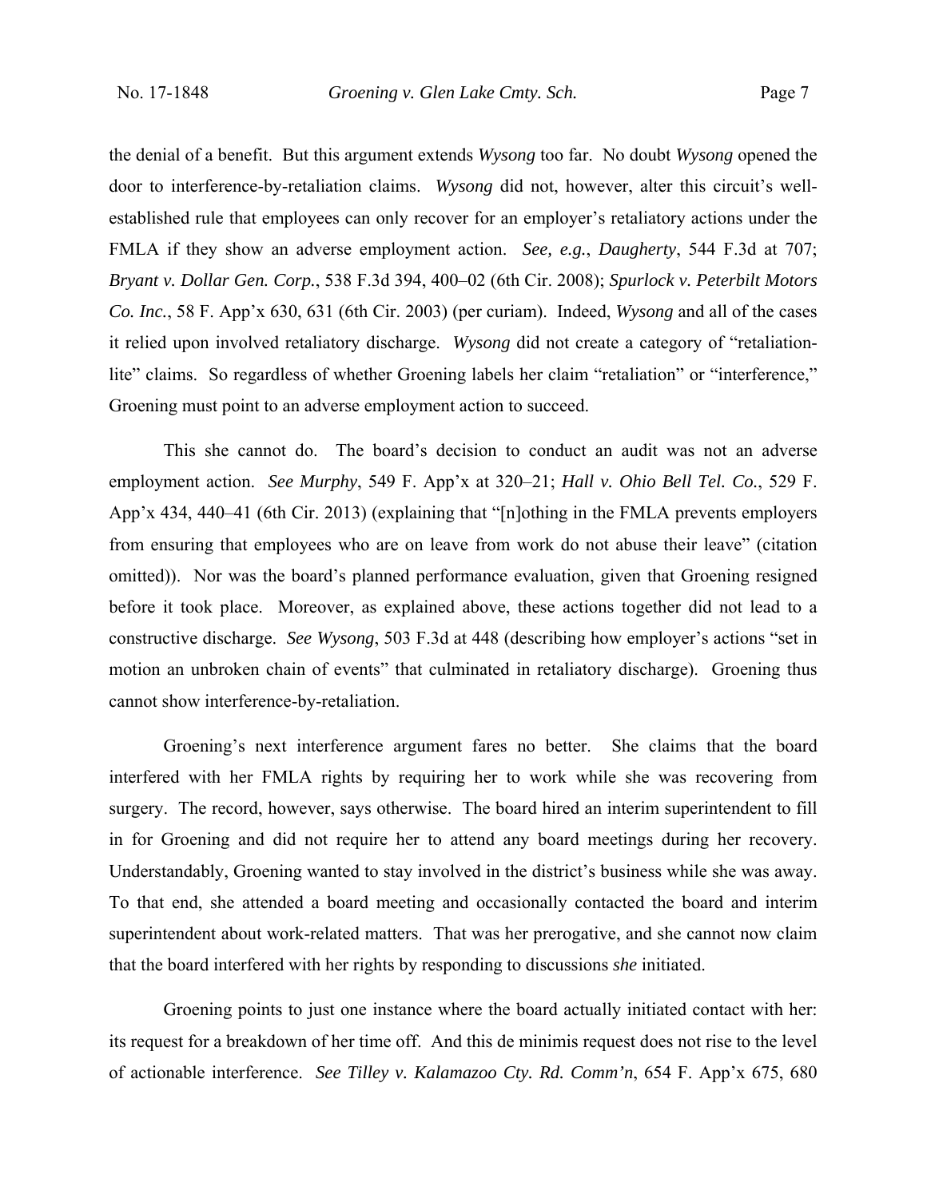the denial of a benefit. But this argument extends *Wysong* too far. No doubt *Wysong* opened the door to interference-by-retaliation claims. *Wysong* did not, however, alter this circuit's well-established rule that employees can only recover for an employer's retaliatory actions under the FMLA if they show an adverse employment action. *See, e.g.*, *Daugherty*, 544 F.3d at 707; *Bryant v. Dollar Gen. Corp.*, 538 F.3d 394, 400–02 (6th Cir. 2008); *Spurlock v. Peterbilt Motors Co. Inc.*, 58 F. App'x 630, 631 (6th Cir. 2003) (per curiam). Indeed, *Wysong* and all of the cases it relied upon involved retaliatory discharge. *Wysong* did not create a category of "retaliation-lite" claims. So regardless of whether Groening labels her claim "retaliation" or "interference," Groening must point to an adverse employment action to succeed.

This she cannot do. The board's decision to conduct an audit was not an adverse employment action. *See Murphy*, 549 F. App'x at 320–21; *Hall v. Ohio Bell Tel. Co.*, 529 F. App'x 434, 440–41 (6th Cir. 2013) (explaining that "[n]othing in the FMLA prevents employers from ensuring that employees who are on leave from work do not abuse their leave" (citation omitted)). Nor was the board's planned performance evaluation, given that Groening resigned before it took place. Moreover, as explained above, these actions together did not lead to a constructive discharge. *See Wysong*, 503 F.3d at 448 (describing how employer's actions "set in motion an unbroken chain of events" that culminated in retaliatory discharge). Groening thus cannot show interference-by-retaliation.

Groening's next interference argument fares no better. She claims that the board interfered with her FMLA rights by requiring her to work while she was recovering from surgery. The record, however, says otherwise. The board hired an interim superintendent to fill in for Groening and did not require her to attend any board meetings during her recovery. Understandably, Groening wanted to stay involved in the district's business while she was away. To that end, she attended a board meeting and occasionally contacted the board and interim superintendent about work-related matters. That was her prerogative, and she cannot now claim that the board interfered with her rights by responding to discussions *she* initiated.

Groening points to just one instance where the board actually initiated contact with her: its request for a breakdown of her time off. And this de minimis request does not rise to the level of actionable interference. *See Tilley v. Kalamazoo Cty. Rd. Comm'n*, 654 F. App'x 675, 680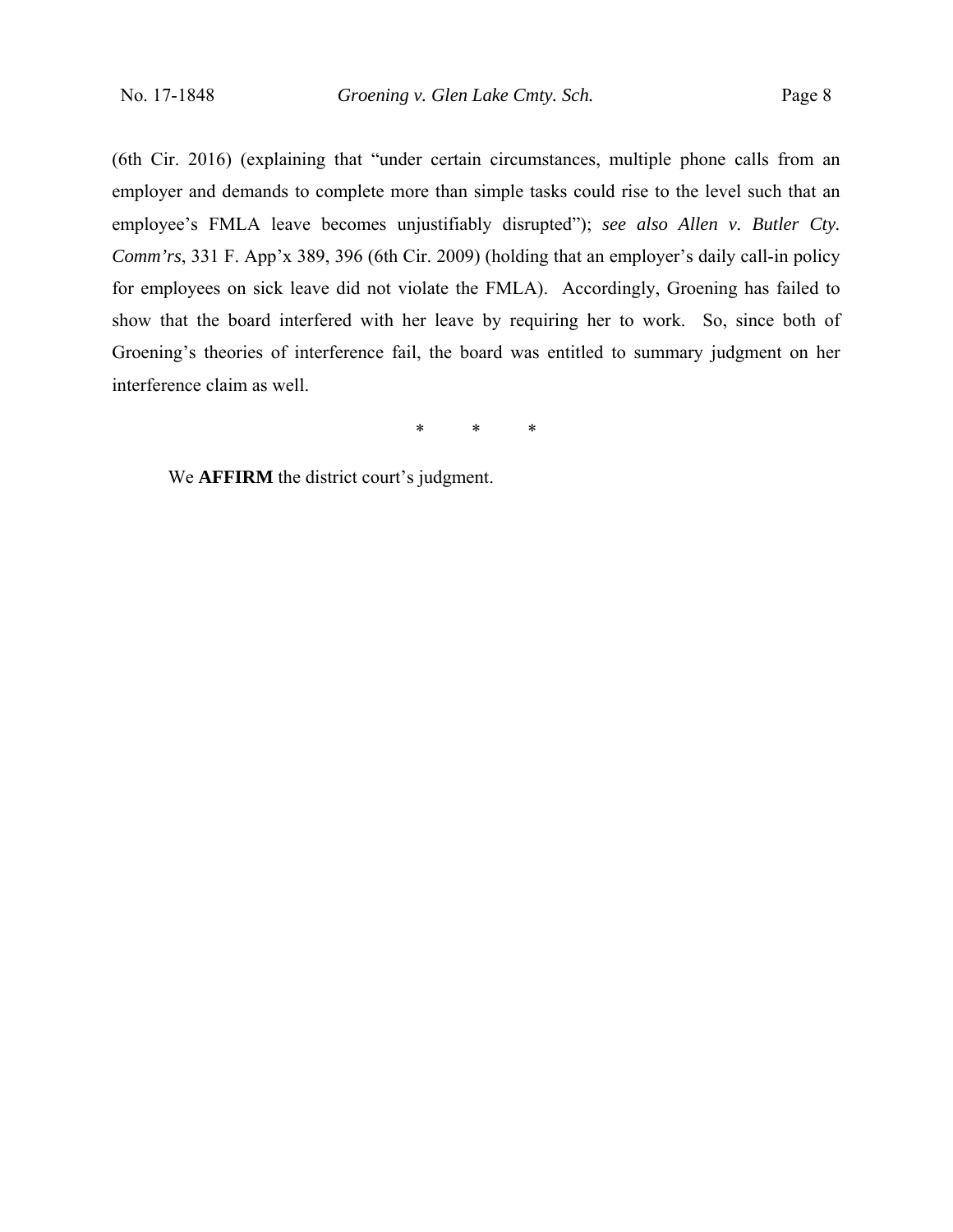(6th Cir. 2016) (explaining that "under certain circumstances, multiple phone calls from an employer and demands to complete more than simple tasks could rise to the level such that an employee's FMLA leave becomes unjustifiably disrupted"); *see also Allen v. Butler Cty. Comm'rs*, 331 F. App'x 389, 396 (6th Cir. 2009) (holding that an employer's daily call-in policy for employees on sick leave did not violate the FMLA). Accordingly, Groening has failed to show that the board interfered with her leave by requiring her to work. So, since both of Groening's theories of interference fail, the board was entitled to summary judgment on her interference claim as well.

\* \* \*

We **AFFIRM** the district court's judgment.